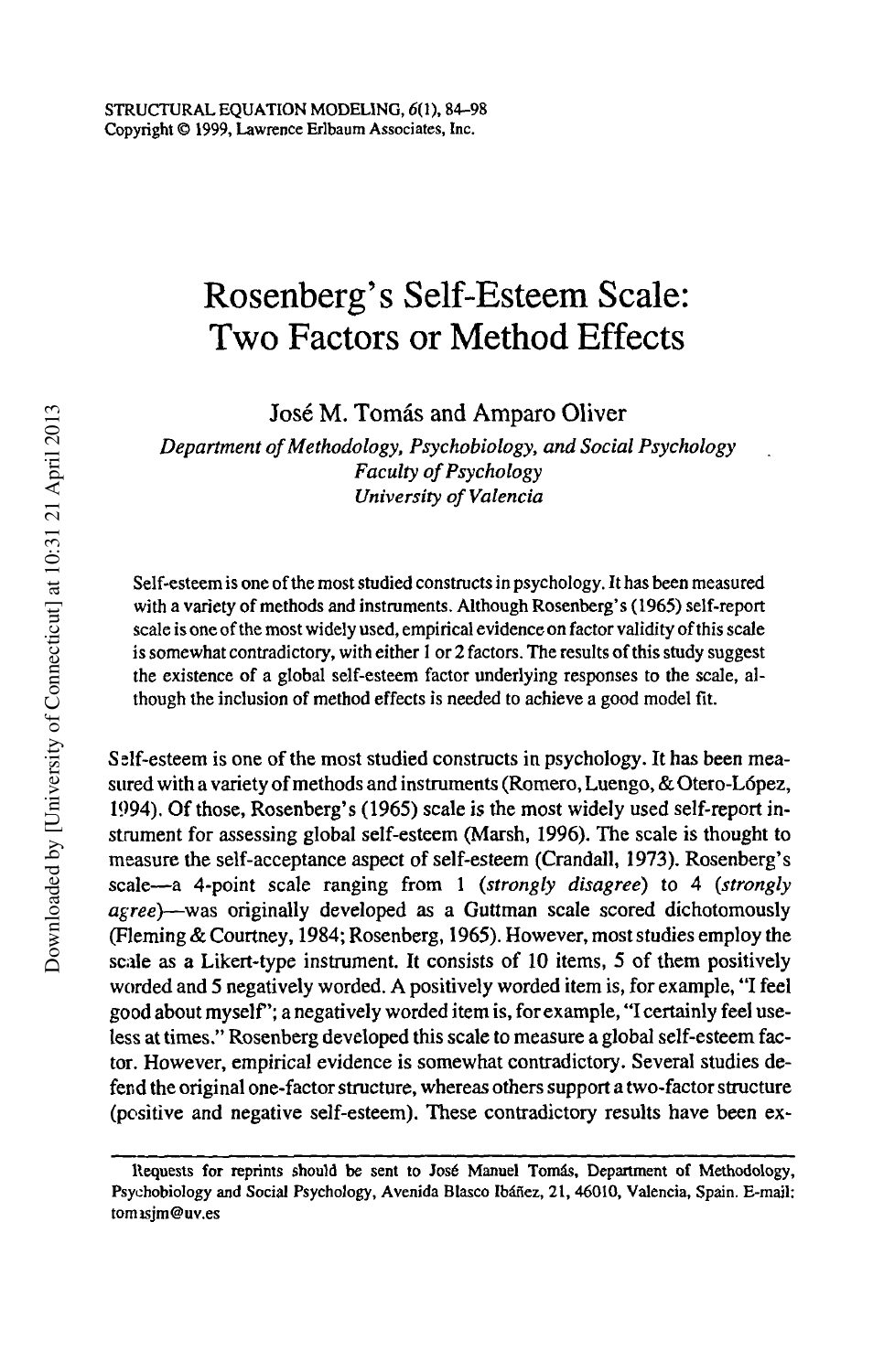# Rosenberg's Self-Esteem Scale: Two Factors or Method Effects

José M. Tomás and Amparo Oliver

*Department of Methodology, Psychobiology, and Social Psychology*
*Faculty of Psychology*
*University of Valencia*

Self-esteem is one of the most studied constructs in psychology. It has been measured with a variety of methods and instruments. Although Rosenberg's (1965) self-report scale is one of the most widely used, empirical evidence on factor validity of this scale is somewhat contradictory, with either 1 or 2 factors. The results of this study suggest the existence of a global self-esteem factor underlying responses to the scale, although the inclusion of method effects is needed to achieve a good model fit.

Self-esteem is one of the most studied constructs in psychology. It has been measured with a variety of methods and instruments (Romero, Luengo, & Otero-López, 1994). Of those, Rosenberg's (1965) scale is the most widely used self-report instrument for assessing global self-esteem (Marsh, 1996). The scale is thought to measure the self-acceptance aspect of self-esteem (Crandall, 1973). Rosenberg's scale—a 4-point scale ranging from 1 (*strongly disagree*) to 4 (*strongly agree*)—was originally developed as a Guttman scale scored dichotomously (Fleming & Courtney, 1984; Rosenberg, 1965). However, most studies employ the scale as a Likert-type instrument. It consists of 10 items, 5 of them positively worded and 5 negatively worded. A positively worded item is, for example, "I feel good about myself"; a negatively worded item is, for example, "I certainly feel useless at times." Rosenberg developed this scale to measure a global self-esteem factor. However, empirical evidence is somewhat contradictory. Several studies defend the original one-factor structure, whereas others support a two-factor structure (positive and negative self-esteem). These contradictory results have been ex-

---

Requests for reprints should be sent to José Manuel Tomás, Department of Methodology, Psychobiology and Social Psychology, Avenida Blasco Ibáñez, 21, 46010, Valencia, Spain. E-mail: tomasjm@uv.es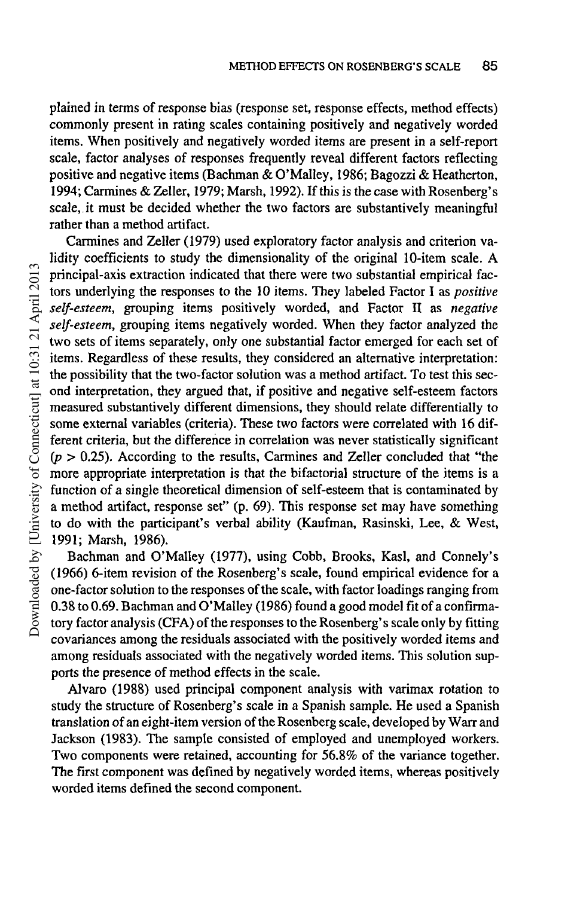plained in terms of response bias (response set, response effects, method effects) commonly present in rating scales containing positively and negatively worded items. When positively and negatively worded items are present in a self-report scale, factor analyses of responses frequently reveal different factors reflecting positive and negative items (Bachman & O'Malley, 1986; Bagozzi & Heatherton, 1994; Carmines & Zeller, 1979; Marsh, 1992). If this is the case with Rosenberg's scale, it must be decided whether the two factors are substantively meaningful rather than a method artifact.

Carmines and Zeller (1979) used exploratory factor analysis and criterion validity coefficients to study the dimensionality of the original 10-item scale. A principal-axis extraction indicated that there were two substantial empirical factors underlying the responses to the 10 items. They labeled Factor I as *positive self-esteem*, grouping items positively worded, and Factor II as *negative self-esteem*, grouping items negatively worded. When they factor analyzed the two sets of items separately, only one substantial factor emerged for each set of items. Regardless of these results, they considered an alternative interpretation: the possibility that the two-factor solution was a method artifact. To test this second interpretation, they argued that, if positive and negative self-esteem factors measured substantively different dimensions, they should relate differentially to some external variables (criteria). These two factors were correlated with 16 different criteria, but the difference in correlation was never statistically significant ($p > 0.25$). According to the results, Carmines and Zeller concluded that "the more appropriate interpretation is that the bifactorial structure of the items is a function of a single theoretical dimension of self-esteem that is contaminated by a method artifact, response set" (p. 69). This response set may have something to do with the participant's verbal ability (Kaufman, Rasinski, Lee, & West, 1991; Marsh, 1986).

Bachman and O'Malley (1977), using Cobb, Brooks, Kasl, and Connely's (1966) 6-item revision of the Rosenberg's scale, found empirical evidence for a one-factor solution to the responses of the scale, with factor loadings ranging from 0.38 to 0.69. Bachman and O'Malley (1986) found a good model fit of a confirmatory factor analysis (CFA) of the responses to the Rosenberg's scale only by fitting covariances among the residuals associated with the positively worded items and among residuals associated with the negatively worded items. This solution supports the presence of method effects in the scale.

Alvaro (1988) used principal component analysis with varimax rotation to study the structure of Rosenberg's scale in a Spanish sample. He used a Spanish translation of an eight-item version of the Rosenberg scale, developed by Warr and Jackson (1983). The sample consisted of employed and unemployed workers. Two components were retained, accounting for 56.8% of the variance together. The first component was defined by negatively worded items, whereas positively worded items defined the second component.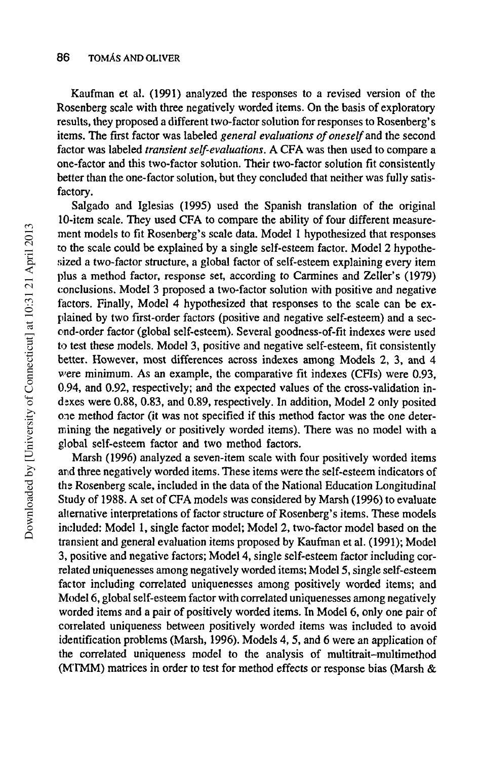Kaufman et al. (1991) analyzed the responses to a revised version of the Rosenberg scale with three negatively worded items. On the basis of exploratory results, they proposed a different two-factor solution for responses to Rosenberg's items. The first factor was labeled *general evaluations of oneself* and the second factor was labeled *transient self-evaluations*. A CFA was then used to compare a one-factor and this two-factor solution. Their two-factor solution fit consistently better than the one-factor solution, but they concluded that neither was fully satisfactory.

Salgado and Iglesias (1995) used the Spanish translation of the original 10-item scale. They used CFA to compare the ability of four different measurement models to fit Rosenberg's scale data. Model 1 hypothesized that responses to the scale could be explained by a single self-esteem factor. Model 2 hypothesized a two-factor structure, a global factor of self-esteem explaining every item plus a method factor, response set, according to Carmines and Zeller's (1979) conclusions. Model 3 proposed a two-factor solution with positive and negative factors. Finally, Model 4 hypothesized that responses to the scale can be explained by two first-order factors (positive and negative self-esteem) and a second-order factor (global self-esteem). Several goodness-of-fit indexes were used to test these models. Model 3, positive and negative self-esteem, fit consistently better. However, most differences across indexes among Models 2, 3, and 4 were minimum. As an example, the comparative fit indexes (CFIs) were 0.93, 0.94, and 0.92, respectively; and the expected values of the cross-validation indexes were 0.88, 0.83, and 0.89, respectively. In addition, Model 2 only posited one method factor (it was not specified if this method factor was the one determining the negatively or positively worded items). There was no model with a global self-esteem factor and two method factors.

Marsh (1996) analyzed a seven-item scale with four positively worded items and three negatively worded items. These items were the self-esteem indicators of the Rosenberg scale, included in the data of the National Education Longitudinal Study of 1988. A set of CFA models was considered by Marsh (1996) to evaluate alternative interpretations of factor structure of Rosenberg's items. These models included: Model 1, single factor model; Model 2, two-factor model based on the transient and general evaluation items proposed by Kaufman et al. (1991); Model 3, positive and negative factors; Model 4, single self-esteem factor including correlated uniquenesses among negatively worded items; Model 5, single self-esteem factor including correlated uniquenesses among positively worded items; and Model 6, global self-esteem factor with correlated uniquenesses among negatively worded items and a pair of positively worded items. In Model 6, only one pair of correlated uniqueness between positively worded items was included to avoid identification problems (Marsh, 1996). Models 4, 5, and 6 were an application of the correlated uniqueness model to the analysis of multitrait–multimethod (MTMM) matrices in order to test for method effects or response bias (Marsh &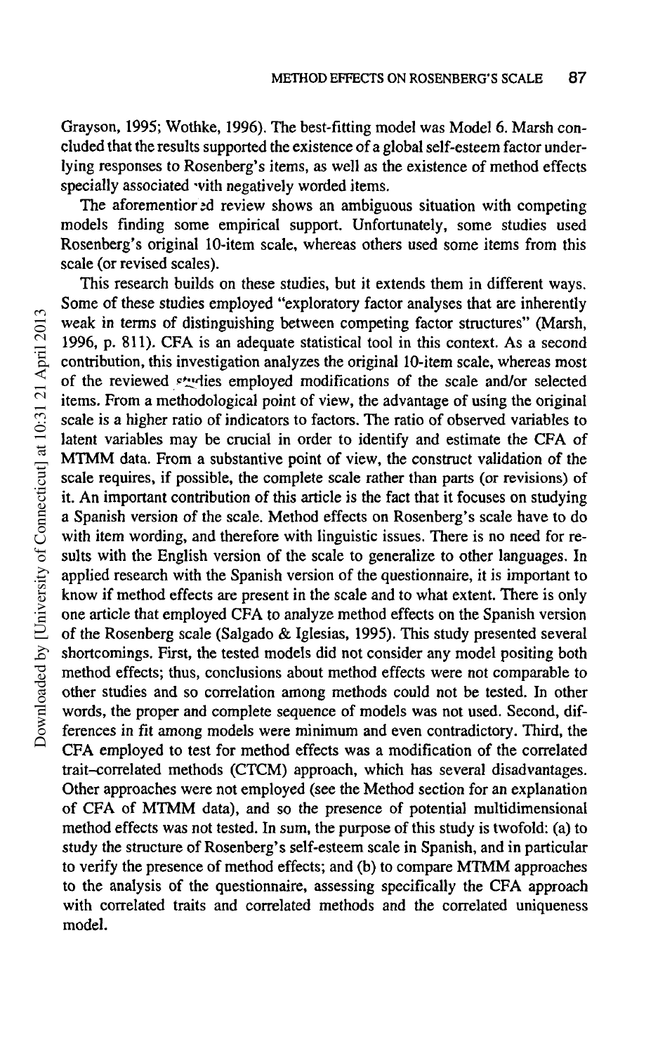Grayson, 1995; Wothke, 1996). The best-fitting model was Model 6. Marsh concluded that the results supported the existence of a global self-esteem factor underlying responses to Rosenberg's items, as well as the existence of method effects specially associated with negatively worded items.

The aforementioned review shows an ambiguous situation with competing models finding some empirical support. Unfortunately, some studies used Rosenberg's original 10-item scale, whereas others used some items from this scale (or revised scales).

This research builds on these studies, but it extends them in different ways. Some of these studies employed "exploratory factor analyses that are inherently weak in terms of distinguishing between competing factor structures" (Marsh, 1996, p. 811). CFA is an adequate statistical tool in this context. As a second contribution, this investigation analyzes the original 10-item scale, whereas most of the reviewed studies employed modifications of the scale and/or selected items. From a methodological point of view, the advantage of using the original scale is a higher ratio of indicators to factors. The ratio of observed variables to latent variables may be crucial in order to identify and estimate the CFA of MTMM data. From a substantive point of view, the construct validation of the scale requires, if possible, the complete scale rather than parts (or revisions) of it. An important contribution of this article is the fact that it focuses on studying a Spanish version of the scale. Method effects on Rosenberg's scale have to do with item wording, and therefore with linguistic issues. There is no need for results with the English version of the scale to generalize to other languages. In applied research with the Spanish version of the questionnaire, it is important to know if method effects are present in the scale and to what extent. There is only one article that employed CFA to analyze method effects on the Spanish version of the Rosenberg scale (Salgado & Iglesias, 1995). This study presented several shortcomings. First, the tested models did not consider any model positing both method effects; thus, conclusions about method effects were not comparable to other studies and so correlation among methods could not be tested. In other words, the proper and complete sequence of models was not used. Second, differences in fit among models were minimum and even contradictory. Third, the CFA employed to test for method effects was a modification of the correlated trait–correlated methods (CTCM) approach, which has several disadvantages. Other approaches were not employed (see the Method section for an explanation of CFA of MTMM data), and so the presence of potential multidimensional method effects was not tested. In sum, the purpose of this study is twofold: (a) to study the structure of Rosenberg's self-esteem scale in Spanish, and in particular to verify the presence of method effects; and (b) to compare MTMM approaches to the analysis of the questionnaire, assessing specifically the CFA approach with correlated traits and correlated methods and the correlated uniqueness model.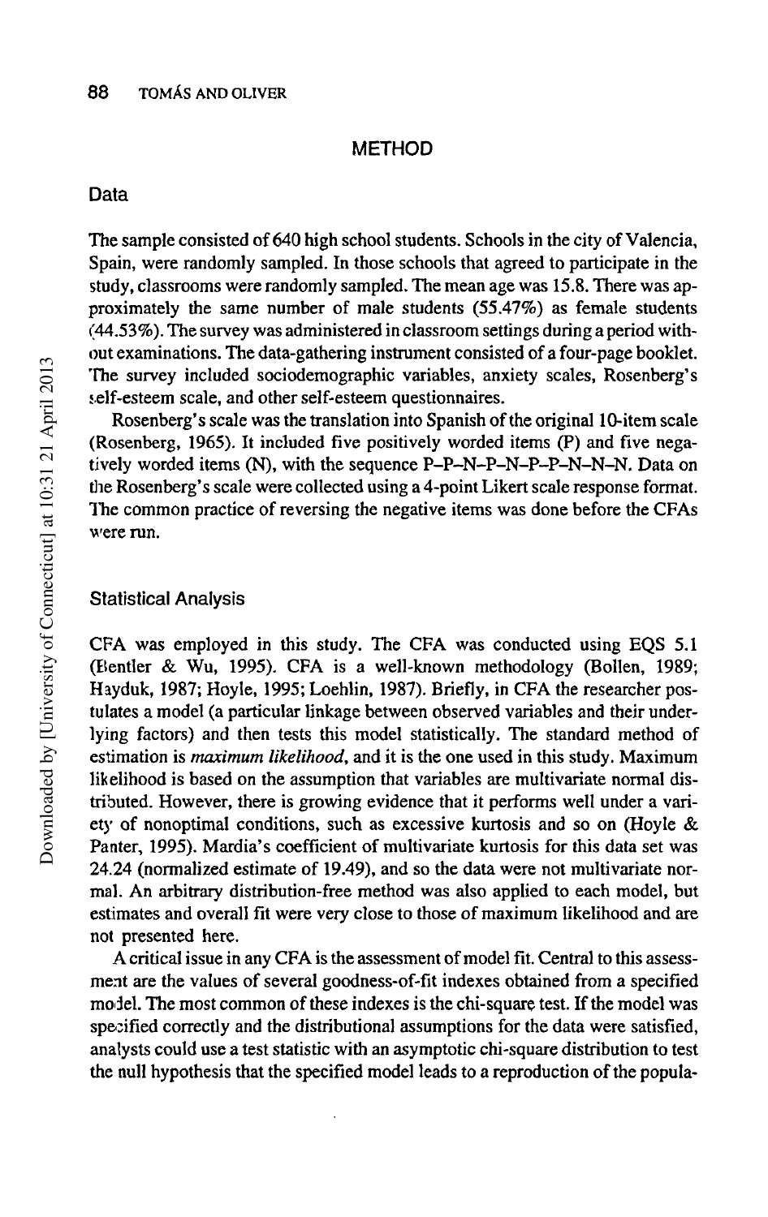## METHOD

### Data

The sample consisted of 640 high school students. Schools in the city of Valencia, Spain, were randomly sampled. In those schools that agreed to participate in the study, classrooms were randomly sampled. The mean age was 15.8. There was approximately the same number of male students (55.47%) as female students (44.53%). The survey was administered in classroom settings during a period without examinations. The data-gathering instrument consisted of a four-page booklet. The survey included sociodemographic variables, anxiety scales, Rosenberg's self-esteem scale, and other self-esteem questionnaires.

Rosenberg's scale was the translation into Spanish of the original 10-item scale (Rosenberg, 1965). It included five positively worded items (P) and five negatively worded items (N), with the sequence P–P–N–P–N–P–P–N–N–N. Data on the Rosenberg's scale were collected using a 4-point Likert scale response format. The common practice of reversing the negative items was done before the CFAs were run.

### Statistical Analysis

CFA was employed in this study. The CFA was conducted using EQS 5.1 (Bentler & Wu, 1995). CFA is a well-known methodology (Bollen, 1989; Hayduk, 1987; Hoyle, 1995; Loehlin, 1987). Briefly, in CFA the researcher postulates a model (a particular linkage between observed variables and their underlying factors) and then tests this model statistically. The standard method of estimation is *maximum likelihood*, and it is the one used in this study. Maximum likelihood is based on the assumption that variables are multivariate normal distributed. However, there is growing evidence that it performs well under a variety of nonoptimal conditions, such as excessive kurtosis and so on (Hoyle & Panter, 1995). Mardia's coefficient of multivariate kurtosis for this data set was 24.24 (normalized estimate of 19.49), and so the data were not multivariate normal. An arbitrary distribution-free method was also applied to each model, but estimates and overall fit were very close to those of maximum likelihood and are not presented here.

A critical issue in any CFA is the assessment of model fit. Central to this assessment are the values of several goodness-of-fit indexes obtained from a specified model. The most common of these indexes is the chi-square test. If the model was specified correctly and the distributional assumptions for the data were satisfied, analysts could use a test statistic with an asymptotic chi-square distribution to test the null hypothesis that the specified model leads to a reproduction of the popula-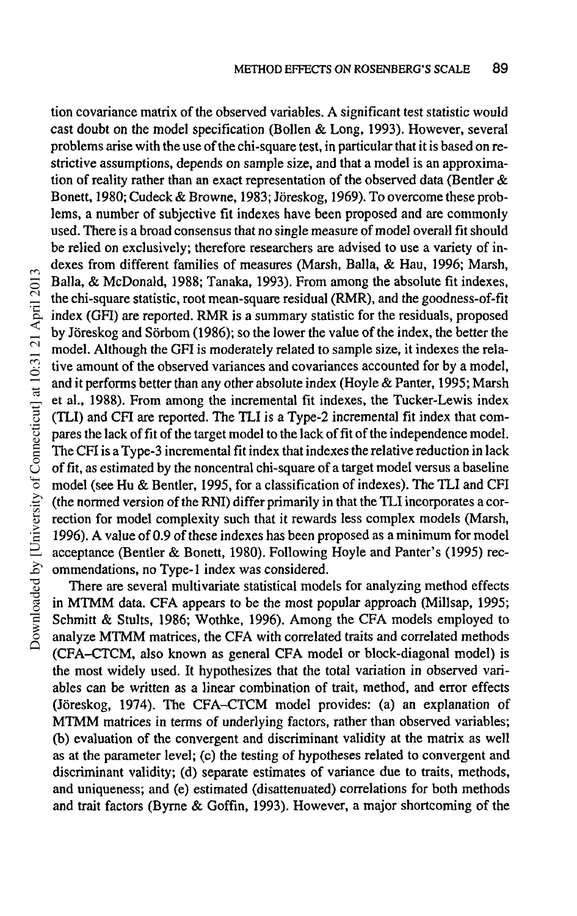tion covariance matrix of the observed variables. A significant test statistic would cast doubt on the model specification (Bollen & Long, 1993). However, several problems arise with the use of the chi-square test, in particular that it is based on restrictive assumptions, depends on sample size, and that a model is an approximation of reality rather than an exact representation of the observed data (Bentler & Bonett, 1980; Cudeck & Browne, 1983; Jöreskog, 1969). To overcome these problems, a number of subjective fit indexes have been proposed and are commonly used. There is a broad consensus that no single measure of model overall fit should be relied on exclusively; therefore researchers are advised to use a variety of indexes from different families of measures (Marsh, Balla, & Hau, 1996; Marsh, Balla, & McDonald, 1988; Tanaka, 1993). From among the absolute fit indexes, the chi-square statistic, root mean-square residual (RMR), and the goodness-of-fit index (GFI) are reported. RMR is a summary statistic for the residuals, proposed by Jöreskog and Sörbom (1986); so the lower the value of the index, the better the model. Although the GFI is moderately related to sample size, it indexes the relative amount of the observed variances and covariances accounted for by a model, and it performs better than any other absolute index (Hoyle & Panter, 1995; Marsh et al., 1988). From among the incremental fit indexes, the Tucker-Lewis index (TLI) and CFI are reported. The TLI is a Type-2 incremental fit index that compares the lack of fit of the target model to the lack of fit of the independence model. The CFI is a Type-3 incremental fit index that indexes the relative reduction in lack of fit, as estimated by the noncentral chi-square of a target model versus a baseline model (see Hu & Bentler, 1995, for a classification of indexes). The TLI and CFI (the normed version of the RNI) differ primarily in that the TLI incorporates a correction for model complexity such that it rewards less complex models (Marsh, 1996). A value of 0.9 of these indexes has been proposed as a minimum for model acceptance (Bentler & Bonett, 1980). Following Hoyle and Panter's (1995) recommendations, no Type-1 index was considered.

There are several multivariate statistical models for analyzing method effects in MTMM data. CFA appears to be the most popular approach (Millsap, 1995; Schmitt & Stults, 1986; Wothke, 1996). Among the CFA models employed to analyze MTMM matrices, the CFA with correlated traits and correlated methods (CFA–CTCM, also known as general CFA model or block-diagonal model) is the most widely used. It hypothesizes that the total variation in observed variables can be written as a linear combination of trait, method, and error effects (Jöreskog, 1974). The CFA–CTCM model provides: (a) an explanation of MTMM matrices in terms of underlying factors, rather than observed variables; (b) evaluation of the convergent and discriminant validity at the matrix as well as at the parameter level; (c) the testing of hypotheses related to convergent and discriminant validity; (d) separate estimates of variance due to traits, methods, and uniqueness; and (e) estimated (disattenuated) correlations for both methods and trait factors (Byrne & Goffin, 1993). However, a major shortcoming of the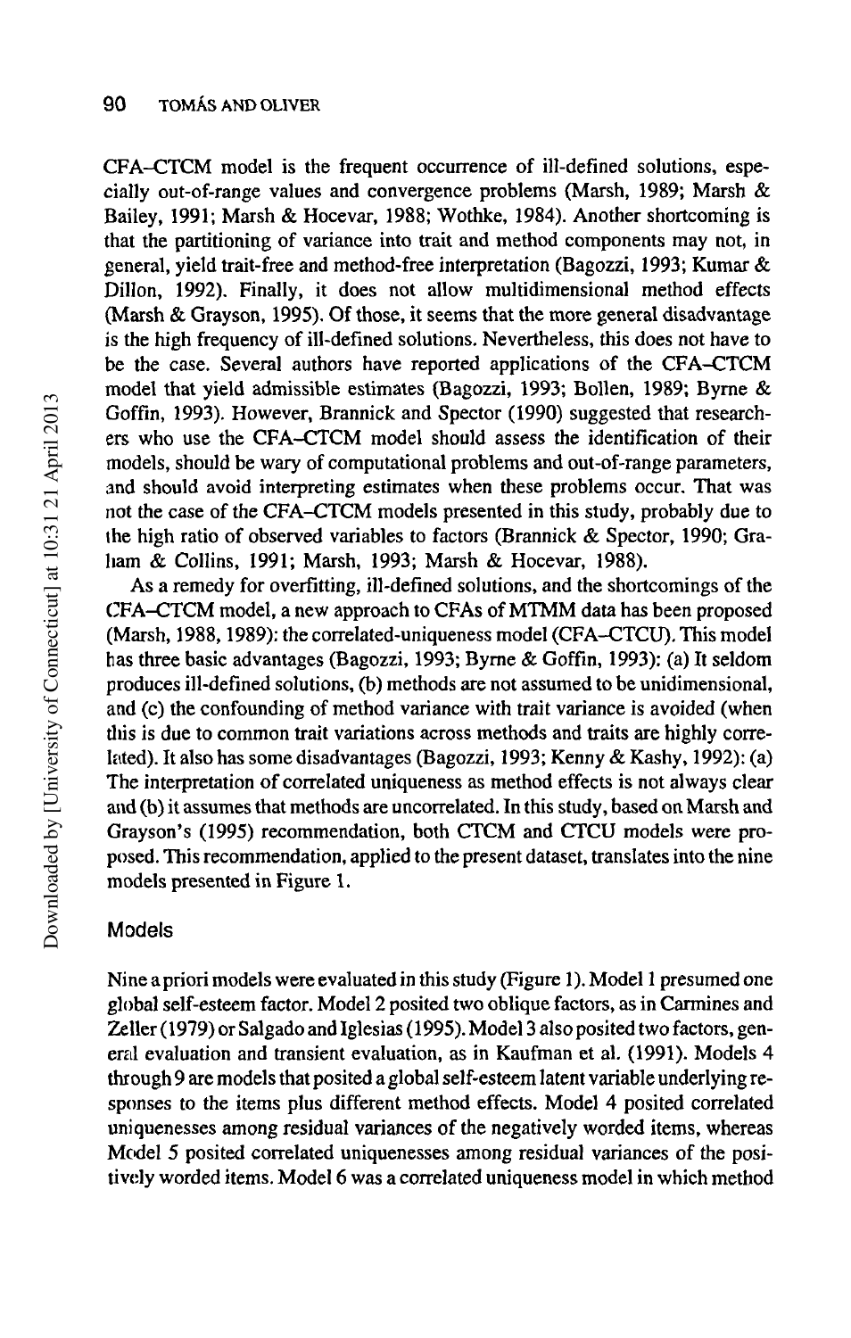CFA–CTCM model is the frequent occurrence of ill-defined solutions, especially out-of-range values and convergence problems (Marsh, 1989; Marsh & Bailey, 1991; Marsh & Hocevar, 1988; Wothke, 1984). Another shortcoming is that the partitioning of variance into trait and method components may not, in general, yield trait-free and method-free interpretation (Bagozzi, 1993; Kumar & Dillon, 1992). Finally, it does not allow multidimensional method effects (Marsh & Grayson, 1995). Of those, it seems that the more general disadvantage is the high frequency of ill-defined solutions. Nevertheless, this does not have to be the case. Several authors have reported applications of the CFA–CTCM model that yield admissible estimates (Bagozzi, 1993; Bollen, 1989; Byrne & Goffin, 1993). However, Brannick and Spector (1990) suggested that researchers who use the CFA–CTCM model should assess the identification of their models, should be wary of computational problems and out-of-range parameters, and should avoid interpreting estimates when these problems occur. That was not the case of the CFA–CTCM models presented in this study, probably due to the high ratio of observed variables to factors (Brannick & Spector, 1990; Graham & Collins, 1991; Marsh, 1993; Marsh & Hocevar, 1988).

As a remedy for overfitting, ill-defined solutions, and the shortcomings of the CFA–CTCM model, a new approach to CFAs of MTMM data has been proposed (Marsh, 1988, 1989): the correlated-uniqueness model (CFA–CTCU). This model has three basic advantages (Bagozzi, 1993; Byrne & Goffin, 1993): (a) It seldom produces ill-defined solutions, (b) methods are not assumed to be unidimensional, and (c) the confounding of method variance with trait variance is avoided (when this is due to common trait variations across methods and traits are highly correlated). It also has some disadvantages (Bagozzi, 1993; Kenny & Kashy, 1992): (a) The interpretation of correlated uniqueness as method effects is not always clear and (b) it assumes that methods are uncorrelated. In this study, based on Marsh and Grayson's (1995) recommendation, both CTCM and CTCU models were proposed. This recommendation, applied to the present dataset, translates into the nine models presented in Figure 1.

## Models

Nine a priori models were evaluated in this study (Figure 1). Model 1 presumed one global self-esteem factor. Model 2 posited two oblique factors, as in Carmines and Zeller (1979) or Salgado and Iglesias (1995). Model 3 also posited two factors, general evaluation and transient evaluation, as in Kaufman et al. (1991). Models 4 through 9 are models that posited a global self-esteem latent variable underlying responses to the items plus different method effects. Model 4 posited correlated uniquenesses among residual variances of the negatively worded items, whereas Model 5 posited correlated uniquenesses among residual variances of the positively worded items. Model 6 was a correlated uniqueness model in which method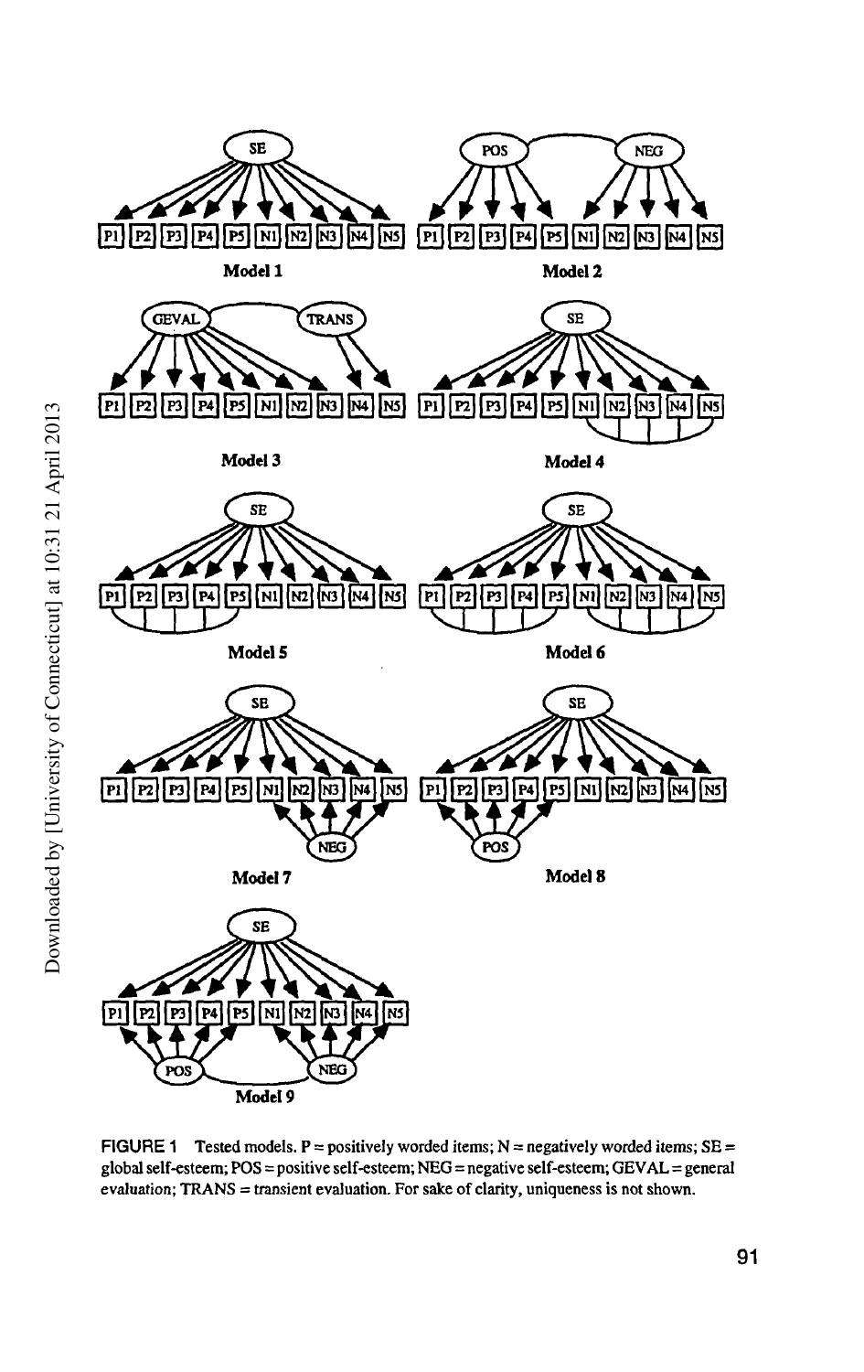FIGURE 1 Tested models. P = positively worded items; N = negatively worded items; SE = global self-esteem; POS = positive self-esteem; NEG = negative self-esteem; GEVAL = general evaluation; TRANS = transient evaluation. For sake of clarity, uniqueness is not shown.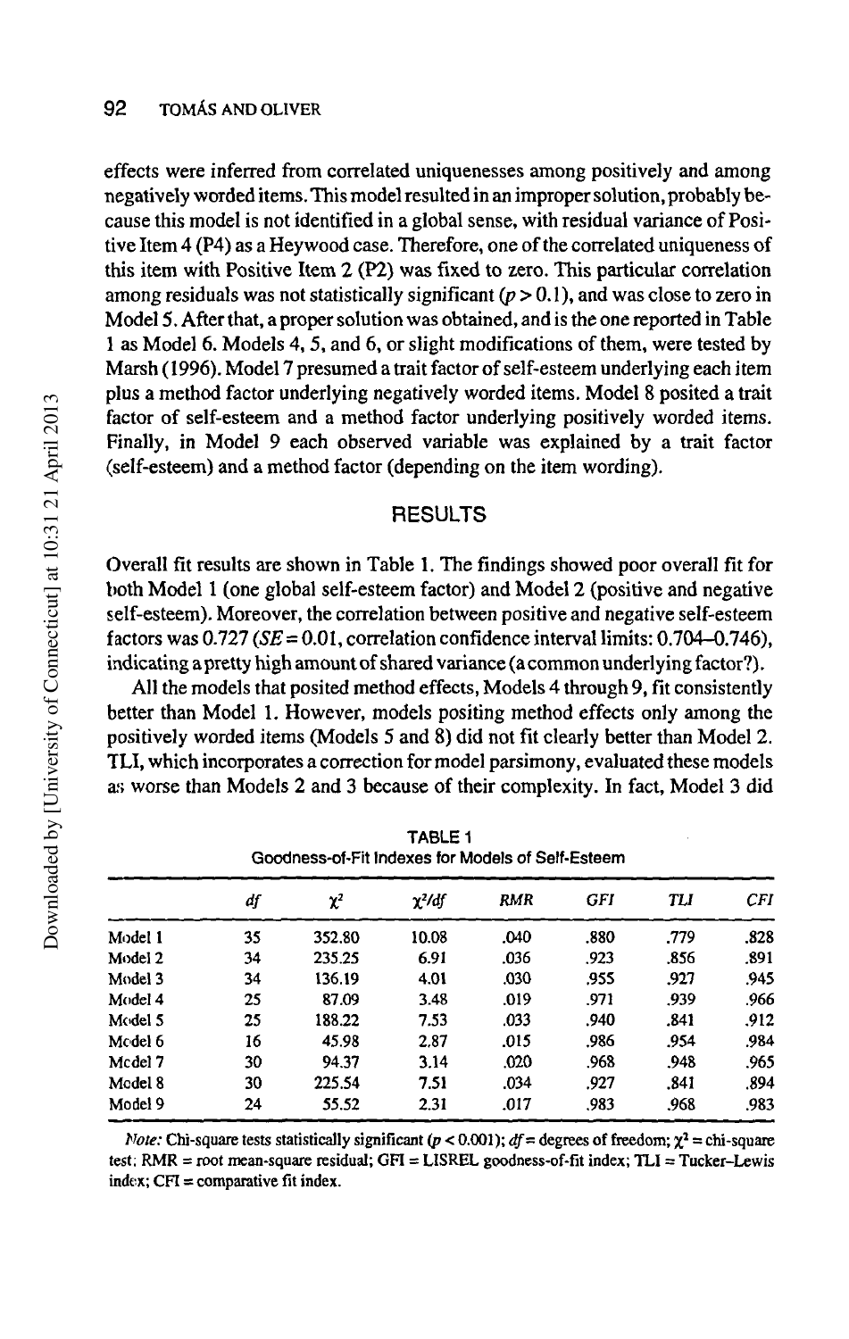effects were inferred from correlated uniquenesses among positively and among negatively worded items. This model resulted in an improper solution, probably because this model is not identified in a global sense, with residual variance of Positive Item 4 (P4) as a Heywood case. Therefore, one of the correlated uniqueness of this item with Positive Item 2 (P2) was fixed to zero. This particular correlation among residuals was not statistically significant ($p > 0.1$), and was close to zero in Model 5. After that, a proper solution was obtained, and is the one reported in Table 1 as Model 6. Models 4, 5, and 6, or slight modifications of them, were tested by Marsh (1996). Model 7 presumed a trait factor of self-esteem underlying each item plus a method factor underlying negatively worded items. Model 8 posited a trait factor of self-esteem and a method factor underlying positively worded items. Finally, in Model 9 each observed variable was explained by a trait factor (self-esteem) and a method factor (depending on the item wording).

## RESULTS

Overall fit results are shown in Table 1. The findings showed poor overall fit for both Model 1 (one global self-esteem factor) and Model 2 (positive and negative self-esteem). Moreover, the correlation between positive and negative self-esteem factors was 0.727 ($SE = 0.01$, correlation confidence interval limits: 0.704–0.746), indicating a pretty high amount of shared variance (a common underlying factor?).

All the models that posited method effects, Models 4 through 9, fit consistently better than Model 1. However, models positing method effects only among the positively worded items (Models 5 and 8) did not fit clearly better than Model 2. TLI, which incorporates a correction for model parsimony, evaluated these models as worse than Models 2 and 3 because of their complexity. In fact, Model 3 did

TABLE 1
Goodness-of-Fit Indexes for Models of Self-Esteem

| | *df* | $\chi^2$ | $\chi^2/df$ | *RMR* | *GFI* | *TLI* | *CFI* |
|---|---|---|---|---|---|---|---|
| Model 1 | 35 | 352.80 | 10.08 | .040 | .880 | .779 | .828 |
| Model 2 | 34 | 235.25 | 6.91 | .036 | .923 | .856 | .891 |
| Model 3 | 34 | 136.19 | 4.01 | .030 | .955 | .927 | .945 |
| Model 4 | 25 | 87.09 | 3.48 | .019 | .971 | .939 | .966 |
| Model 5 | 25 | 188.22 | 7.53 | .033 | .940 | .841 | .912 |
| Model 6 | 16 | 45.98 | 2.87 | .015 | .986 | .954 | .984 |
| Model 7 | 30 | 94.37 | 3.14 | .020 | .968 | .948 | .965 |
| Model 8 | 30 | 225.54 | 7.51 | .034 | .927 | .841 | .894 |
| Model 9 | 24 | 55.52 | 2.31 | .017 | .983 | .968 | .983 |

*Note:* Chi-square tests statistically significant ($p < 0.001$); $df$ = degrees of freedom; $\chi^2$ = chi-square test; RMR = root mean-square residual; GFI = LISREL goodness-of-fit index; TLI = Tucker–Lewis index; CFI = comparative fit index.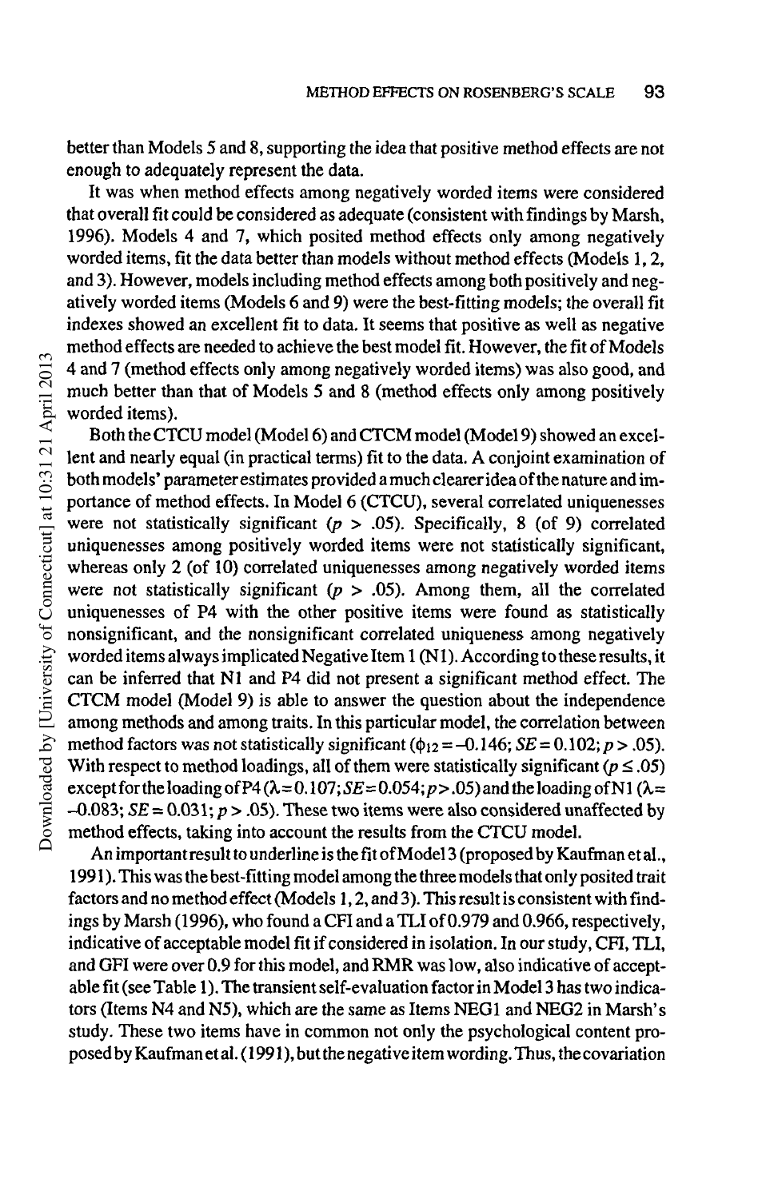better than Models 5 and 8, supporting the idea that positive method effects are not enough to adequately represent the data.

It was when method effects among negatively worded items were considered that overall fit could be considered as adequate (consistent with findings by Marsh, 1996). Models 4 and 7, which posited method effects only among negatively worded items, fit the data better than models without method effects (Models 1, 2, and 3). However, models including method effects among both positively and negatively worded items (Models 6 and 9) were the best-fitting models; the overall fit indexes showed an excellent fit to data. It seems that positive as well as negative method effects are needed to achieve the best model fit. However, the fit of Models 4 and 7 (method effects only among negatively worded items) was also good, and much better than that of Models 5 and 8 (method effects only among positively worded items).

Both the CTCU model (Model 6) and CTCM model (Model 9) showed an excellent and nearly equal (in practical terms) fit to the data. A conjoint examination of both models' parameter estimates provided a much clearer idea of the nature and importance of method effects. In Model 6 (CTCU), several correlated uniquenesses were not statistically significant ($p > .05$). Specifically, 8 (of 9) correlated uniquenesses among positively worded items were not statistically significant, whereas only 2 (of 10) correlated uniquenesses among negatively worded items were not statistically significant ($p > .05$). Among them, all the correlated uniquenesses of P4 with the other positive items were found as statistically nonsignificant, and the nonsignificant correlated uniqueness among negatively worded items always implicated Negative Item 1 (N1). According to these results, it can be inferred that N1 and P4 did not present a significant method effect. The CTCM model (Model 9) is able to answer the question about the independence among methods and among traits. In this particular model, the correlation between method factors was not statistically significant ($\phi_{12} = -0.146$; $SE = 0.102$; $p > .05$). With respect to method loadings, all of them were statistically significant ($p \leq .05$) except for the loading of P4 ($\lambda = 0.107$; $SE = 0.054$; $p > .05$) and the loading of N1 ($\lambda = -0.083$; $SE = 0.031$; $p > .05$). These two items were also considered unaffected by method effects, taking into account the results from the CTCU model.

An important result to underline is the fit of Model 3 (proposed by Kaufman et al., 1991). This was the best-fitting model among the three models that only posited trait factors and no method effect (Models 1, 2, and 3). This result is consistent with findings by Marsh (1996), who found a CFI and a TLI of 0.979 and 0.966, respectively, indicative of acceptable model fit if considered in isolation. In our study, CFI, TLI, and GFI were over 0.9 for this model, and RMR was low, also indicative of acceptable fit (see Table 1). The transient self-evaluation factor in Model 3 has two indicators (Items N4 and N5), which are the same as Items NEG1 and NEG2 in Marsh's study. These two items have in common not only the psychological content proposed by Kaufman et al. (1991), but the negative item wording. Thus, the covariation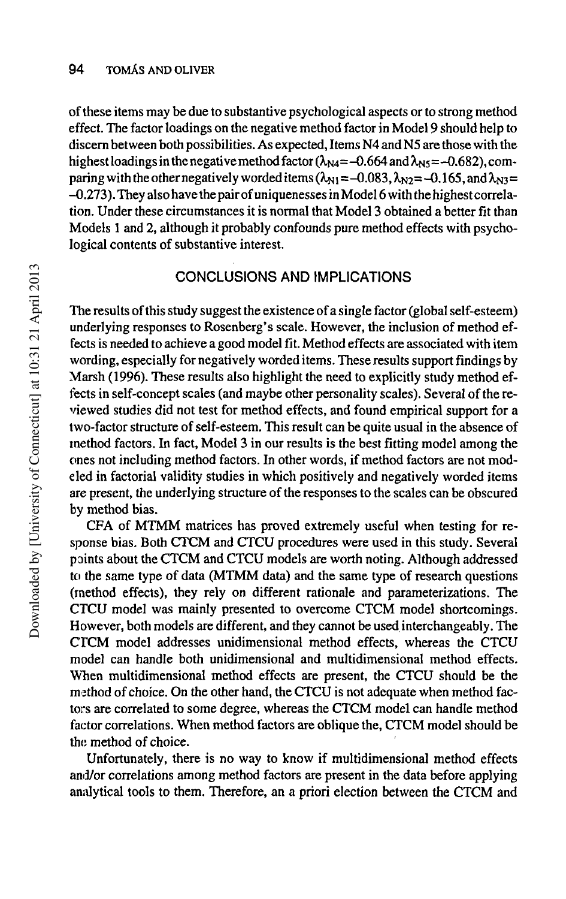of these items may be due to substantive psychological aspects or to strong method effect. The factor loadings on the negative method factor in Model 9 should help to discern between both possibilities. As expected, Items N4 and N5 are those with the highest loadings in the negative method factor ($\lambda_{N4} = -0.664$ and $\lambda_{N5} = -0.682$), comparing with the other negatively worded items ($\lambda_{N1} = -0.083$, $\lambda_{N2} = -0.165$, and $\lambda_{N3} = -0.273$). They also have the pair of uniquenesses in Model 6 with the highest correlation. Under these circumstances it is normal that Model 3 obtained a better fit than Models 1 and 2, although it probably confounds pure method effects with psychological contents of substantive interest.

## CONCLUSIONS AND IMPLICATIONS

The results of this study suggest the existence of a single factor (global self-esteem) underlying responses to Rosenberg's scale. However, the inclusion of method effects is needed to achieve a good model fit. Method effects are associated with item wording, especially for negatively worded items. These results support findings by Marsh (1996). These results also highlight the need to explicitly study method effects in self-concept scales (and maybe other personality scales). Several of the reviewed studies did not test for method effects, and found empirical support for a two-factor structure of self-esteem. This result can be quite usual in the absence of method factors. In fact, Model 3 in our results is the best fitting model among the ones not including method factors. In other words, if method factors are not modeled in factorial validity studies in which positively and negatively worded items are present, the underlying structure of the responses to the scales can be obscured by method bias.

CFA of MTMM matrices has proved extremely useful when testing for response bias. Both CTCM and CTCU procedures were used in this study. Several points about the CTCM and CTCU models are worth noting. Although addressed to the same type of data (MTMM data) and the same type of research questions (method effects), they rely on different rationale and parameterizations. The CTCU model was mainly presented to overcome CTCM model shortcomings. However, both models are different, and they cannot be used interchangeably. The CTCM model addresses unidimensional method effects, whereas the CTCU model can handle both unidimensional and multidimensional method effects. When multidimensional method effects are present, the CTCU should be the method of choice. On the other hand, the CTCU is not adequate when method factors are correlated to some degree, whereas the CTCM model can handle method factor correlations. When method factors are oblique the, CTCM model should be the method of choice.

Unfortunately, there is no way to know if multidimensional method effects and/or correlations among method factors are present in the data before applying analytical tools to them. Therefore, an a priori election between the CTCM and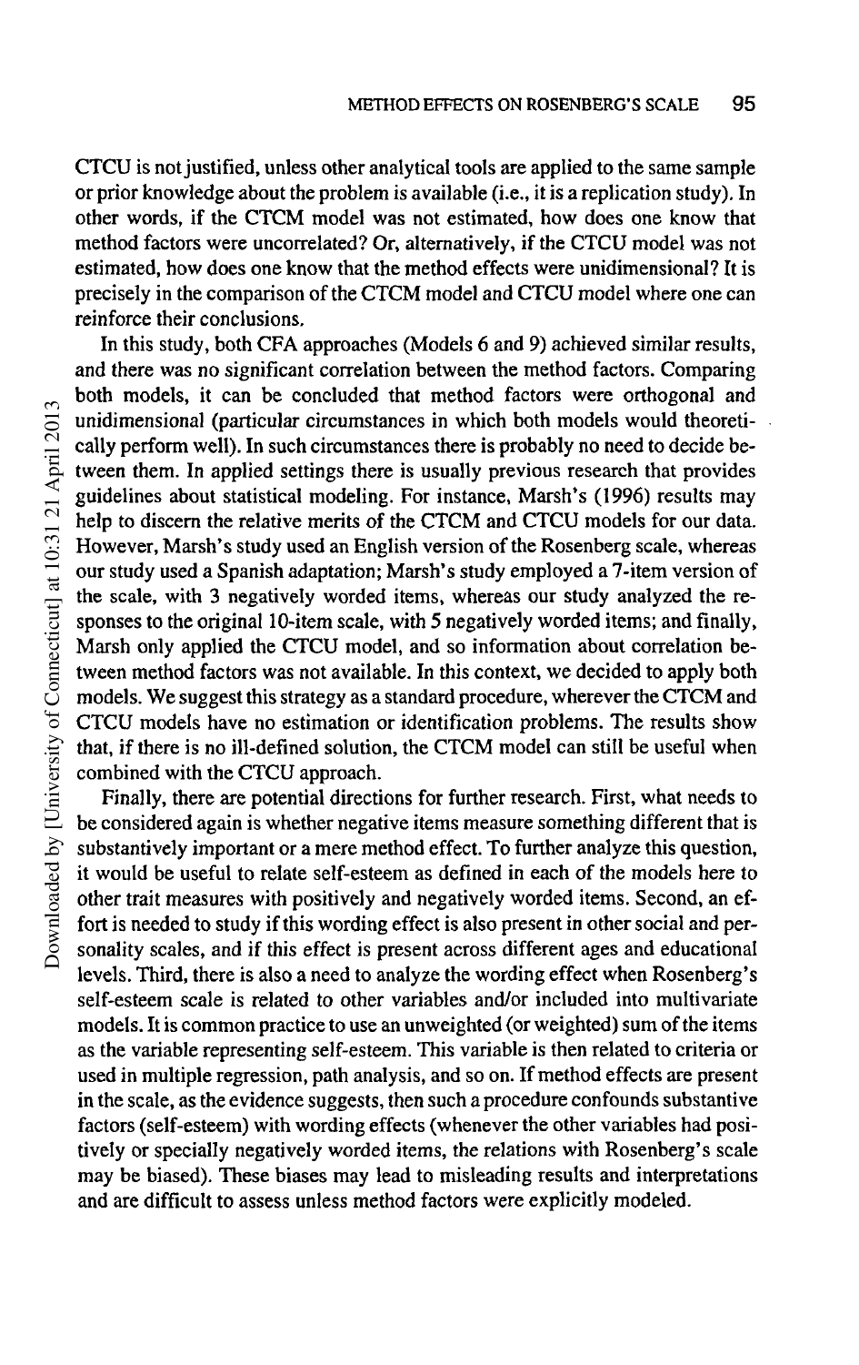CTCU is not justified, unless other analytical tools are applied to the same sample or prior knowledge about the problem is available (i.e., it is a replication study). In other words, if the CTCM model was not estimated, how does one know that method factors were uncorrelated? Or, alternatively, if the CTCU model was not estimated, how does one know that the method effects were unidimensional? It is precisely in the comparison of the CTCM model and CTCU model where one can reinforce their conclusions.

In this study, both CFA approaches (Models 6 and 9) achieved similar results, and there was no significant correlation between the method factors. Comparing both models, it can be concluded that method factors were orthogonal and unidimensional (particular circumstances in which both models would theoretically perform well). In such circumstances there is probably no need to decide between them. In applied settings there is usually previous research that provides guidelines about statistical modeling. For instance, Marsh's (1996) results may help to discern the relative merits of the CTCM and CTCU models for our data. However, Marsh's study used an English version of the Rosenberg scale, whereas our study used a Spanish adaptation; Marsh's study employed a 7-item version of the scale, with 3 negatively worded items, whereas our study analyzed the responses to the original 10-item scale, with 5 negatively worded items; and finally, Marsh only applied the CTCU model, and so information about correlation between method factors was not available. In this context, we decided to apply both models. We suggest this strategy as a standard procedure, wherever the CTCM and CTCU models have no estimation or identification problems. The results show that, if there is no ill-defined solution, the CTCM model can still be useful when combined with the CTCU approach.

Finally, there are potential directions for further research. First, what needs to be considered again is whether negative items measure something different that is substantively important or a mere method effect. To further analyze this question, it would be useful to relate self-esteem as defined in each of the models here to other trait measures with positively and negatively worded items. Second, an effort is needed to study if this wording effect is also present in other social and personality scales, and if this effect is present across different ages and educational levels. Third, there is also a need to analyze the wording effect when Rosenberg's self-esteem scale is related to other variables and/or included into multivariate models. It is common practice to use an unweighted (or weighted) sum of the items as the variable representing self-esteem. This variable is then related to criteria or used in multiple regression, path analysis, and so on. If method effects are present in the scale, as the evidence suggests, then such a procedure confounds substantive factors (self-esteem) with wording effects (whenever the other variables had positively or specially negatively worded items, the relations with Rosenberg's scale may be biased). These biases may lead to misleading results and interpretations and are difficult to assess unless method factors were explicitly modeled.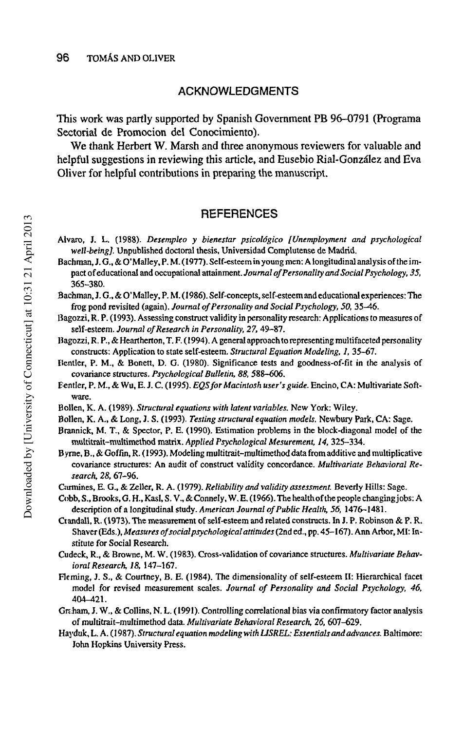## ACKNOWLEDGMENTS

This work was partly supported by Spanish Government PB 96–0791 (Programa Sectorial de Promocion del Conocimiento).

We thank Herbert W. Marsh and three anonymous reviewers for valuable and helpful suggestions in reviewing this article, and Eusebio Rial-González and Eva Oliver for helpful contributions in preparing the manuscript.

## REFERENCES

Alvaro, J. L. (1988). *Desempleo y bienestar psicológico [Unemployment and psychological well-being]*. Unpublished doctoral thesis, Universidad Complutense de Madrid.

Bachman, J. G., & O'Malley, P. M. (1977). Self-esteem in young men: A longitudinal analysis of the impact of educational and occupational attainment. *Journal of Personality and Social Psychology, 35*, 365–380.

Bachman, J. G., & O'Malley, P. M. (1986). Self-concepts, self-esteem and educational experiences: The frog pond revisited (again). *Journal of Personality and Social Psychology, 50*, 35–46.

Bagozzi, R. P. (1993). Assessing construct validity in personality research: Applications to measures of self-esteem. *Journal of Research in Personality, 27*, 49–87.

Bagozzi, R. P., & Heartherton, T. F. (1994). A general approach to representing multifaceted personality constructs: Application to state self-esteem. *Structural Equation Modeling, 1*, 35–67.

Bentler, P. M., & Bonett, D. G. (1980). Significance tests and goodness-of-fit in the analysis of covariance structures. *Psychological Bulletin, 88*, 588–606.

Bentler, P. M., & Wu, E. J. C. (1995). *EQS for Macintosh user's guide*. Encino, CA: Multivariate Software.

Bollen, K. A. (1989). *Structural equations with latent variables*. New York: Wiley.

Bollen, K. A., & Long, J. S. (1993). *Testing structural equation models*. Newbury Park, CA: Sage.

Brannick, M. T., & Spector, P. E. (1990). Estimation problems in the block-diagonal model of the multitrait–multimethod matrix. *Applied Psychological Mesurement, 14*, 325–334.

Byrne, B., & Goffin, R. (1993). Modeling multitrait-multimethod data from additive and multiplicative covariance structures: An audit of construct validity concordance. *Multivariate Behavioral Research, 28*, 67–96.

Carmines, E. G., & Zeller, R. A. (1979). *Reliability and validity assessment*. Beverly Hills: Sage.

Cobb, S., Brooks, G. H., Kasl, S. V., & Connely, W. E. (1966). The health of the people changing jobs: A description of a longitudinal study. *American Journal of Public Health, 56*, 1476–1481.

Crandall, R. (1973). The measurement of self-esteem and related constructs. In J. P. Robinson & P. R. Shaver (Eds.), *Measures of social psychological attitudes* (2nd ed., pp. 45–167). Ann Arbor, MI: Institute for Social Research.

Cudeck, R., & Browne, M. W. (1983). Cross-validation of covariance structures. *Multivariate Behavioral Research, 18*, 147–167.

Fleming, J. S., & Courtney, B. E. (1984). The dimensionality of self-esteem II: Hierarchical facet model for revised measurement scales. *Journal of Personality and Social Psychology, 46*, 404–421.

Graham, J. W., & Collins, N. L. (1991). Controlling correlational bias via confirmatory factor analysis of multitrait-multimethod data. *Multivariate Behavioral Research, 26*, 607–629.

Hayduk, L. A. (1987). *Structural equation modeling with LISREL: Essentials and advances*. Baltimore: John Hopkins University Press.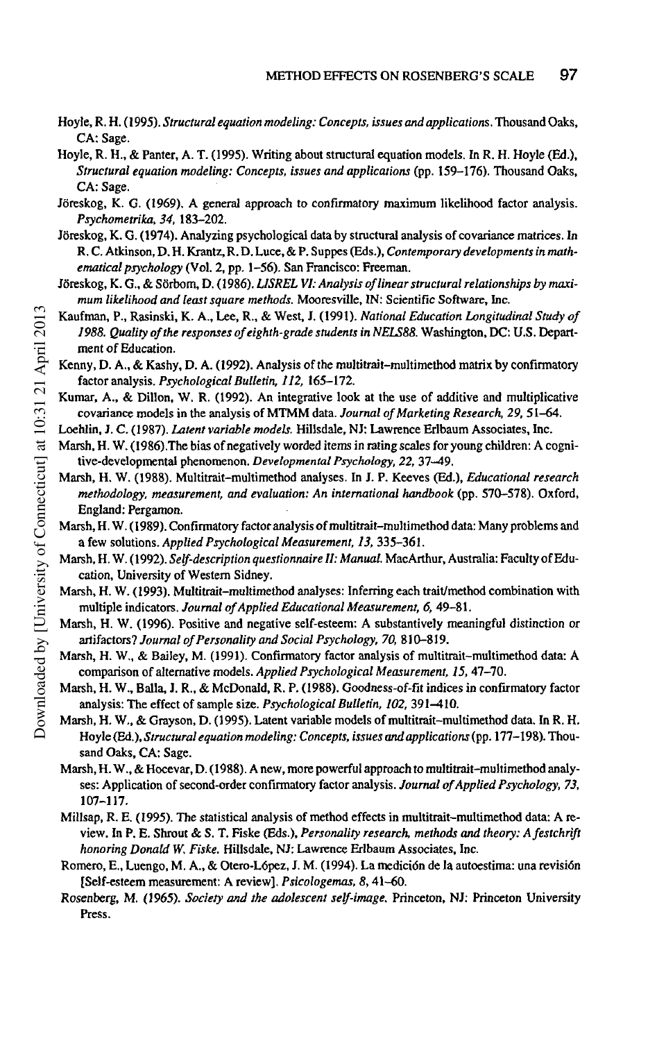Hoyle, R. H. (1995). *Structural equation modeling: Concepts, issues and applications*. Thousand Oaks, CA: Sage.

Hoyle, R. H., & Panter, A. T. (1995). Writing about structural equation models. In R. H. Hoyle (Ed.), *Structural equation modeling: Concepts, issues and applications* (pp. 159–176). Thousand Oaks, CA: Sage.

Jöreskog, K. G. (1969). A general approach to confirmatory maximum likelihood factor analysis. *Psychometrika, 34,* 183–202.

Jöreskog, K. G. (1974). Analyzing psychological data by structural analysis of covariance matrices. In R. C. Atkinson, D. H. Krantz, R. D. Luce, & P. Suppes (Eds.), *Contemporary developments in mathematical psychology* (Vol. 2, pp. 1–56). San Francisco: Freeman.

Jöreskog, K. G., & Sörbom, D. (1986). *LISREL VI: Analysis of linear structural relationships by maximum likelihood and least square methods.* Mooresville, IN: Scientific Software, Inc.

Kaufman, P., Rasinski, K. A., Lee, R., & West, J. (1991). *National Education Longitudinal Study of 1988. Quality of the responses of eighth-grade students in NELS88.* Washington, DC: U.S. Department of Education.

Kenny, D. A., & Kashy, D. A. (1992). Analysis of the multitrait–multimethod matrix by confirmatory factor analysis. *Psychological Bulletin, 112,* 165–172.

Kumar, A., & Dillon, W. R. (1992). An integrative look at the use of additive and multiplicative covariance models in the analysis of MTMM data. *Journal of Marketing Research, 29,* 51–64.

Loehlin, J. C. (1987). *Latent variable models.* Hillsdale, NJ: Lawrence Erlbaum Associates, Inc.

Marsh, H. W. (1986). The bias of negatively worded items in rating scales for young children: A cognitive-developmental phenomenon. *Developmental Psychology, 22,* 37–49.

Marsh, H. W. (1988). Multitrait–multimethod analyses. In J. P. Keeves (Ed.), *Educational research methodology, measurement, and evaluation: An international handbook* (pp. 570–578). Oxford, England: Pergamon.

Marsh, H. W. (1989). Confirmatory factor analysis of multitrait–multimethod data: Many problems and a few solutions. *Applied Psychological Measurement, 13,* 335–361.

Marsh, H. W. (1992). *Self-description questionnaire II: Manual.* MacArthur, Australia: Faculty of Education, University of Western Sidney.

Marsh, H. W. (1993). Multitrait–multimethod analyses: Inferring each trait/method combination with multiple indicators. *Journal of Applied Educational Measurement, 6,* 49–81.

Marsh, H. W. (1996). Positive and negative self-esteem: A substantively meaningful distinction or artifactors? *Journal of Personality and Social Psychology, 70,* 810–819.

Marsh, H. W., & Bailey, M. (1991). Confirmatory factor analysis of multitrait–multimethod data: A comparison of alternative models. *Applied Psychological Measurement, 15,* 47–70.

Marsh, H. W., Balla, J. R., & McDonald, R. P. (1988). Goodness-of-fit indices in confirmatory factor analysis: The effect of sample size. *Psychological Bulletin, 102,* 391–410.

Marsh, H. W., & Grayson, D. (1995). Latent variable models of multitrait–multimethod data. In R. H. Hoyle (Ed.), *Structural equation modeling: Concepts, issues and applications* (pp. 177–198). Thousand Oaks, CA: Sage.

Marsh, H. W., & Hocevar, D. (1988). A new, more powerful approach to multitrait–multimethod analyses: Application of second-order confirmatory factor analysis. *Journal of Applied Psychology, 73,* 107–117.

Millsap, R. E. (1995). The statistical analysis of method effects in multitrait–multimethod data: A review. In P. E. Shrout & S. T. Fiske (Eds.), *Personality research, methods and theory: A festchrift honoring Donald W. Fiske.* Hillsdale, NJ: Lawrence Erlbaum Associates, Inc.

Romero, E., Luengo, M. A., & Otero-López, J. M. (1994). La medición de la autoestima: una revisión [Self-esteem measurement: A review]. *Psicologemas, 8,* 41–60.

Rosenberg, M. (1965). *Society and the adolescent self-image.* Princeton, NJ: Princeton University Press.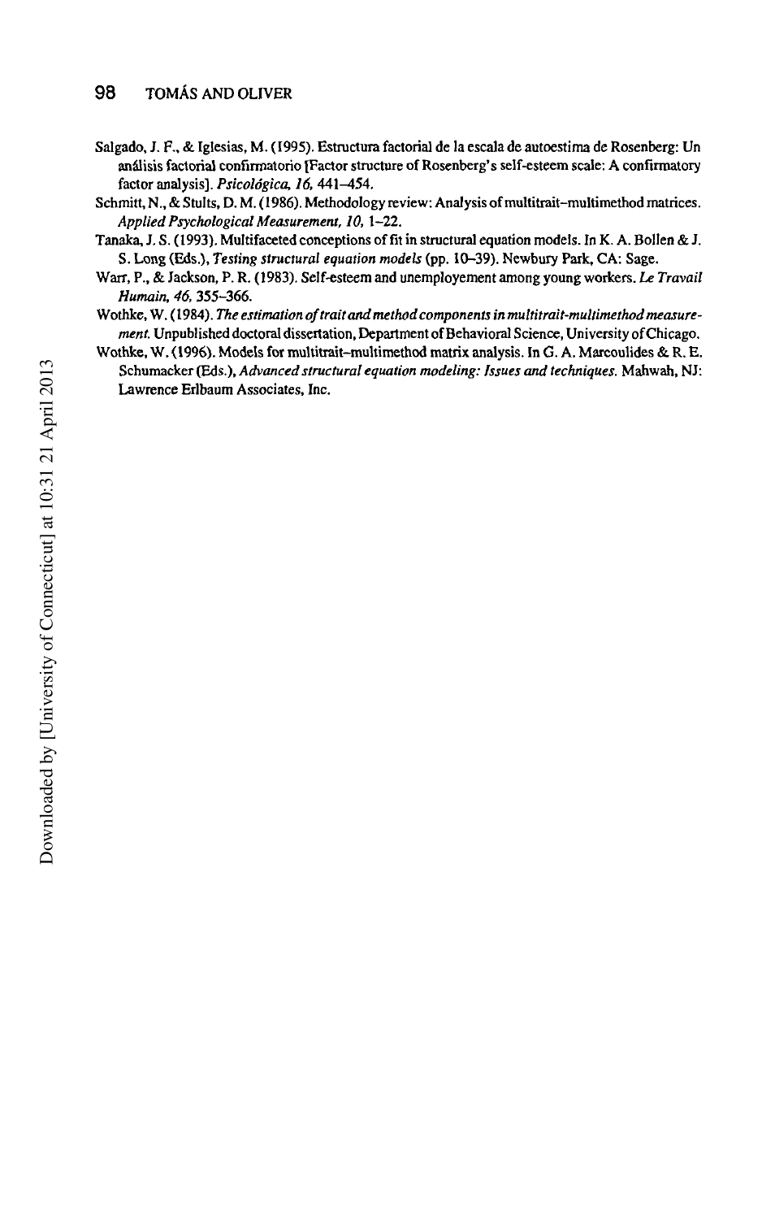Salgado, J. F., & Iglesias, M. (1995). Estructura factorial de la escala de autoestima de Rosenberg: Un análisis factorial confirmatorio [Factor structure of Rosenberg's self-esteem scale: A confirmatory factor analysis]. *Psicológica, 16,* 441–454.

Schmitt, N., & Stults, D. M. (1986). Methodology review: Analysis of multitrait–multimethod matrices. *Applied Psychological Measurement, 10,* 1–22.

Tanaka, J. S. (1993). Multifaceted conceptions of fit in structural equation models. In K. A. Bollen & J. S. Long (Eds.), *Testing structural equation models* (pp. 10–39). Newbury Park, CA: Sage.

Warr, P., & Jackson, P. R. (1983). Self-esteem and unemployement among young workers. *Le Travail Humain, 46,* 355–366.

Wothke, W. (1984). *The estimation of trait and method components in multitrait-multimethod measurement.* Unpublished doctoral dissertation, Department of Behavioral Science, University of Chicago.

Wothke, W. (1996). Models for multitrait–multimethod matrix analysis. In G. A. Marcoulides & R. E. Schumacker (Eds.), *Advanced structural equation modeling: Issues and techniques.* Mahwah, NJ: Lawrence Erlbaum Associates, Inc.